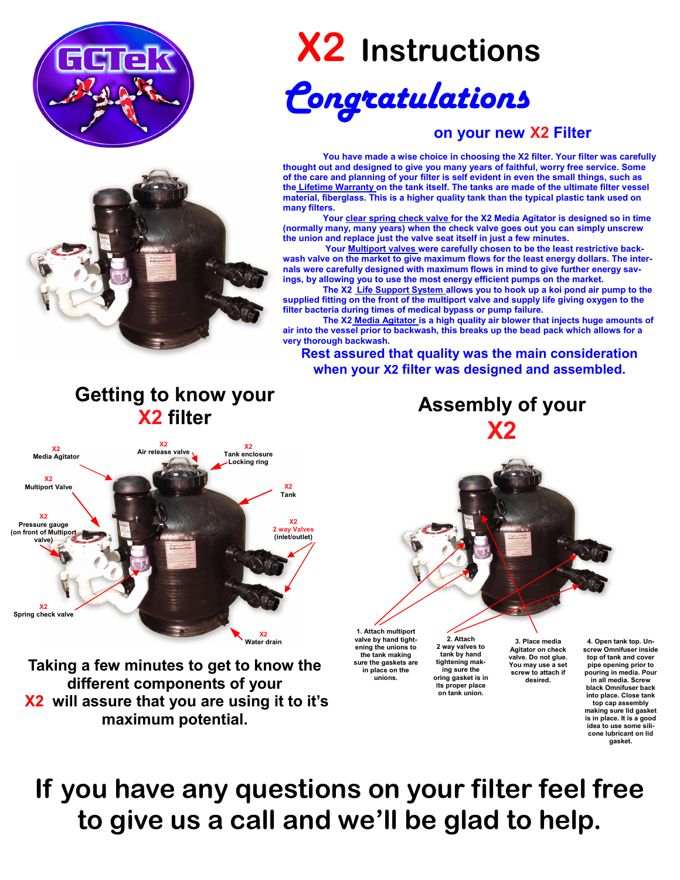# X2 Instructions

## Congratulations

### on your new X2 Filter

You have made a wise choice in choosing the X2 filter. Your filter was carefully thought out and designed to give you many years of faithful, worry free service. Some of the care and planning of your filter is self evident in even the small things, such as the Lifetime Warranty on the tank itself. The tanks are made of the ultimate filter vessel material, fiberglass. This is a higher quality tank than the typical plastic tank used on many filters.

Your clear spring check valve for the X2 Media Agitator is designed so in time (normally many, many years) when the check valve goes out you can simply unscrew the union and replace just the valve seat itself in just a few minutes.

Your Multiport valves were carefully chosen to be the least restrictive backwash valve on the market to give maximum flows for the least energy dollars. The internals were carefully designed with maximum flows in mind to give further energy savings, by allowing you to use the most energy efficient pumps on the market.

The X2 Life Support System allows you to hook up a koi pond air pump to the supplied fitting on the front of the multiport valve and supply life giving oxygen to the filter bacteria during times of medical bypass or pump failure.

The X2 Media Agitator is a high quality air blower that injects huge amounts of air into the vessel prior to backwash, this breaks up the bead pack which allows for a very thorough backwash.

**Rest assured that quality was the main consideration when your X2 filter was designed and assembled.**

## Getting to know your X2 filter

- X2 Media Agitator
- X2 Air release valve
- X2 Tank enclosure Locking ring
- X2 Multiport Valve
- X2 Tank
- X2 Pressure gauge (on front of Multiport valve)
- X2 2 way Valves (inlet/outlet)
- X2 Spring check valve
- X2 Water drain

**Taking a few minutes to get to know the different components of your X2 will assure that you are using it to it's maximum potential.**

## Assembly of your X2

1. Attach multiport valve by hand tightening the unions to the tank making sure the gaskets are in place on the unions.
2. Attach 2 way valves to tank by hand tightening making sure the oring gasket is in its proper place on tank union.
3. Place media Agitator on check valve. Do not glue. You may use a set screw to attach if desired.
4. Open tank top. Unscrew Omnifuser inside top of tank and cover pipe opening prior to pouring in media. Pour in all media. Screw black Omnifuser back into place. Close tank top cap assembly making sure lid gasket is in place. It is a good idea to use some silicone lubricant on lid gasket.

**If you have any questions on your filter feel free to give us a call and we'll be glad to help.**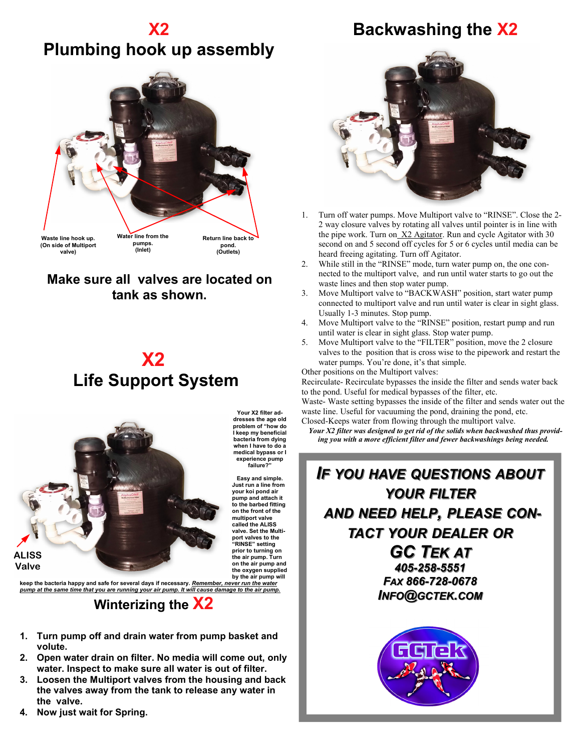# X2 Plumbing hook up assembly

Waste line hook up. (On side of Multiport valve)

Water line from the pumps. (Inlet)

Return line back to pond. (Outlets)

**Make sure all valves are located on tank as shown.**

# X2 Life Support System

ALISS Valve

**Your X2 filter addresses the age old problem of "how do I keep my beneficial bacteria from dying when I have to do a medical bypass or I experience pump failure?"**

**Easy and simple. Just run a line from your koi pond air pump and attach it to the barbed fitting on the front of the multiport valve called the ALISS valve. Set the Multiport valves to the "RINSE" setting prior to turning on the air pump. Turn on the air pump and the oxygen supplied by the air pump will keep the bacteria happy and safe for several days if necessary. _Remember, never run the water pump at the same time that you are running your air pump. It will cause damage to the air pump._**

## Winterizing the X2

1. **Turn pump off and drain water from pump basket and volute.**
2. **Open water drain on filter. No media will come out, only water. Inspect to make sure all water is out of filter.**
3. **Loosen the Multiport valves from the housing and back the valves away from the tank to release any water in the valve.**
4. **Now just wait for Spring.**

# Backwashing the X2

1. Turn off water pumps. Move Multiport valve to "RINSE". Close the 2-2 way closure valves by rotating all valves until pointer is in line with the pipe work. Turn on X2 Agitator. Run and cycle Agitator with 30 second on and 5 second off cycles for 5 or 6 cycles until media can be heard freeing agitating. Turn off Agitator.
2. While still in the "RINSE" mode, turn water pump on, the one connected to the multiport valve, and run until water starts to go out the waste lines and then stop water pump.
3. Move Multiport valve to "BACKWASH" position, start water pump connected to multiport valve and run until water is clear in sight glass. Usually 1-3 minutes. Stop pump.
4. Move Multiport valve to the "RINSE" position, restart pump and run until water is clear in sight glass. Stop water pump.
5. Move Multiport valve to the "FILTER" position, move the 2 closure valves to the position that is cross wise to the pipework and restart the water pumps. You're done, it's that simple.

Other positions on the Multiport valves:

Recirculate- Recirculate bypasses the inside the filter and sends water back to the pond. Useful for medical bypasses of the filter, etc.

Waste- Waste setting bypasses the inside of the filter and sends water out the waste line. Useful for vacuuming the pond, draining the pond, etc.

Closed-Keeps water from flowing through the multiport valve.

***Your X2 filter was designed to get rid of the solids when backwashed thus providing you with a more efficient filter and fewer backwashings being needed.***

**IF YOU HAVE QUESTIONS ABOUT YOUR FILTER AND NEED HELP, PLEASE CONTACT YOUR DEALER OR**

**GC TEK AT**

**405-258-5551**

**FAX 866-728-0678**

**INFO@GCTEK.COM**

GCTek